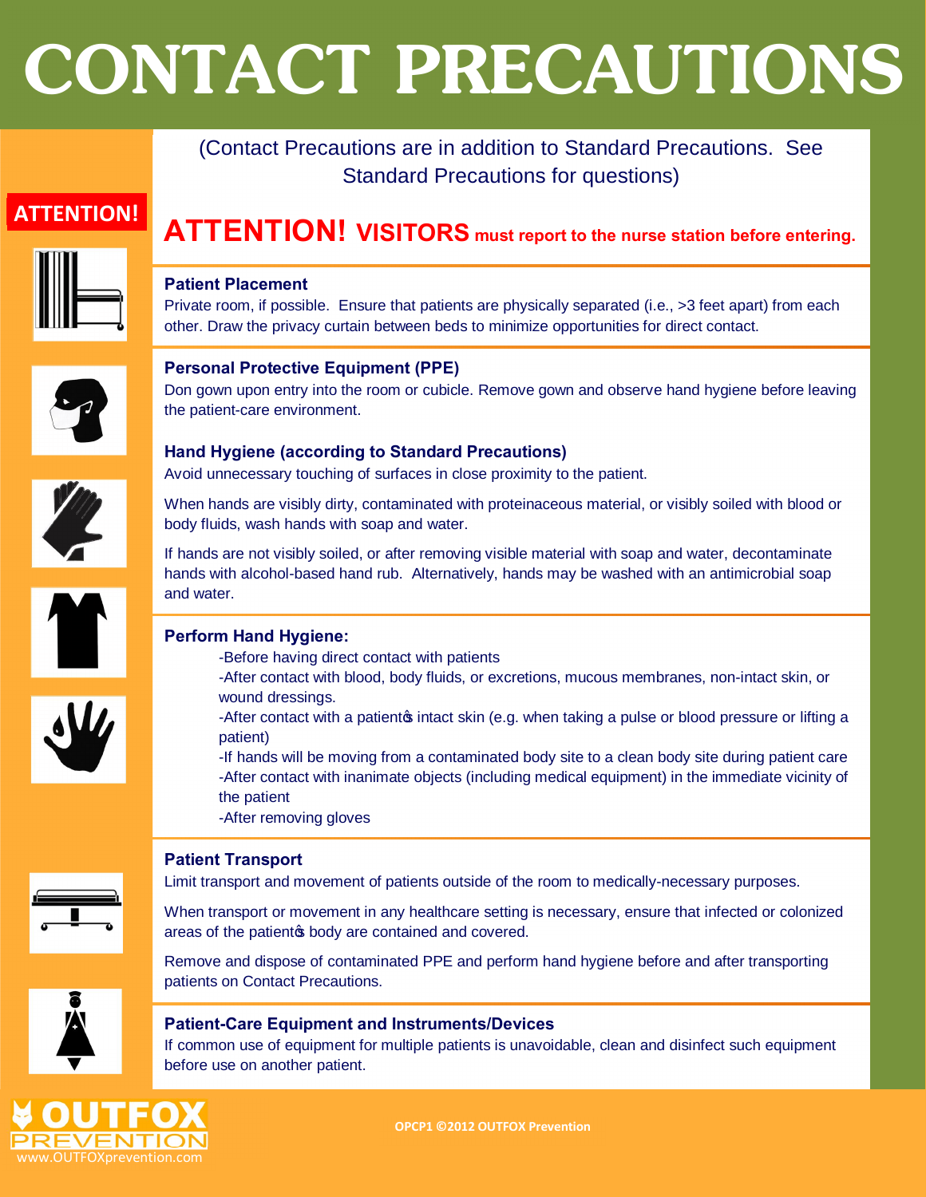# CONTACT PRECAUTIONS

(Contact Precautions are in addition to Standard Precautions. See Standard Precautions for questions)

ATTENTION!

**ATTENTION! VISITORS must report to the nurse station before entering.**

### Patient Placement

Private room, if possible. Ensure that patients are physically separated (i.e., >3 feet apart) from each other. Draw the privacy curtain between beds to minimize opportunities for direct contact.

### Personal Protective Equipment (PPE)

Don gown upon entry into the room or cubicle. Remove gown and observe hand hygiene before leaving the patient-care environment.

### Hand Hygiene (according to Standard Precautions)

Avoid unnecessary touching of surfaces in close proximity to the patient.

When hands are visibly dirty, contaminated with proteinaceous material, or visibly soiled with blood or body fluids, wash hands with soap and water.

If hands are not visibly soiled, or after removing visible material with soap and water, decontaminate hands with alcohol-based hand rub. Alternatively, hands may be washed with an antimicrobial soap and water.

### Perform Hand Hygiene:

- Before having direct contact with patients
- After contact with blood, body fluids, or excretions, mucous membranes, non-intact skin, or wound dressings.
- After contact with a patient's intact skin (e.g. when taking a pulse or blood pressure or lifting a patient)
- If hands will be moving from a contaminated body site to a clean body site during patient care
- After contact with inanimate objects (including medical equipment) in the immediate vicinity of the patient
- After removing gloves

### Patient Transport

Limit transport and movement of patients outside of the room to medically-necessary purposes.

When transport or movement in any healthcare setting is necessary, ensure that infected or colonized areas of the patient's body are contained and covered.

Remove and dispose of contaminated PPE and perform hand hygiene before and after transporting patients on Contact Precautions.

### Patient-Care Equipment and Instruments/Devices

If common use of equipment for multiple patients is unavoidable, clean and disinfect such equipment before use on another patient.

OUTFOX PREVENTION
www.OUTFOXprevention.com

OPCP1 ©2012 OUTFOX Prevention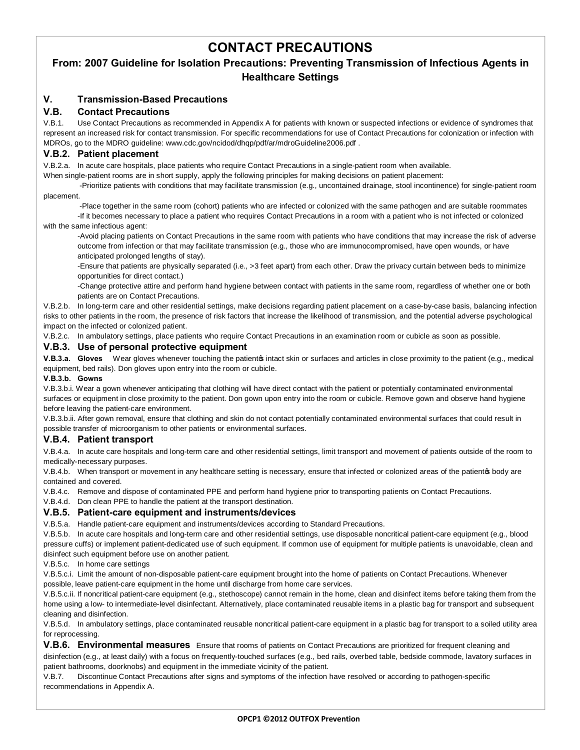# CONTACT PRECAUTIONS

## From: 2007 Guideline for Isolation Precautions: Preventing Transmission of Infectious Agents in Healthcare Settings

### V. Transmission-Based Precautions

### V.B. Contact Precautions

V.B.1. Use Contact Precautions as recommended in Appendix A for patients with known or suspected infections or evidence of syndromes that represent an increased risk for contact transmission. For specific recommendations for use of Contact Precautions for colonization or infection with MDROs, go to the MDRO guideline: www.cdc.gov/ncidod/dhqp/pdf/ar/mdroGuideline2006.pdf .

### V.B.2. Patient placement

V.B.2.a. In acute care hospitals, place patients who require Contact Precautions in a single-patient room when available.
When single-patient rooms are in short supply, apply the following principles for making decisions on patient placement:

-Prioritize patients with conditions that may facilitate transmission (e.g., uncontained drainage, stool incontinence) for single-patient room placement.

-Place together in the same room (cohort) patients who are infected or colonized with the same pathogen and are suitable roommates

-If it becomes necessary to place a patient who requires Contact Precautions in a room with a patient who is not infected or colonized with the same infectious agent:

-Avoid placing patients on Contact Precautions in the same room with patients who have conditions that may increase the risk of adverse outcome from infection or that may facilitate transmission (e.g., those who are immunocompromised, have open wounds, or have anticipated prolonged lengths of stay).

-Ensure that patients are physically separated (i.e., >3 feet apart) from each other. Draw the privacy curtain between beds to minimize opportunities for direct contact.)

-Change protective attire and perform hand hygiene between contact with patients in the same room, regardless of whether one or both patients are on Contact Precautions.

V.B.2.b. In long-term care and other residential settings, make decisions regarding patient placement on a case-by-case basis, balancing infection risks to other patients in the room, the presence of risk factors that increase the likelihood of transmission, and the potential adverse psychological impact on the infected or colonized patient.

V.B.2.c. In ambulatory settings, place patients who require Contact Precautions in an examination room or cubicle as soon as possible.

### V.B.3. Use of personal protective equipment

**V.B.3.a. Gloves** Wear gloves whenever touching the patient's intact skin or surfaces and articles in close proximity to the patient (e.g., medical equipment, bed rails). Don gloves upon entry into the room or cubicle.

**V.B.3.b. Gowns**

V.B.3.b.i. Wear a gown whenever anticipating that clothing will have direct contact with the patient or potentially contaminated environmental surfaces or equipment in close proximity to the patient. Don gown upon entry into the room or cubicle. Remove gown and observe hand hygiene before leaving the patient-care environment.

V.B.3.b.ii. After gown removal, ensure that clothing and skin do not contact potentially contaminated environmental surfaces that could result in possible transfer of microorganism to other patients or environmental surfaces.

### V.B.4. Patient transport

V.B.4.a. In acute care hospitals and long-term care and other residential settings, limit transport and movement of patients outside of the room to medically-necessary purposes.

V.B.4.b. When transport or movement in any healthcare setting is necessary, ensure that infected or colonized areas of the patient's body are contained and covered.

V.B.4.c. Remove and dispose of contaminated PPE and perform hand hygiene prior to transporting patients on Contact Precautions.

V.B.4.d. Don clean PPE to handle the patient at the transport destination.

### V.B.5. Patient-care equipment and instruments/devices

V.B.5.a. Handle patient-care equipment and instruments/devices according to Standard Precautions.

V.B.5.b. In acute care hospitals and long-term care and other residential settings, use disposable noncritical patient-care equipment (e.g., blood pressure cuffs) or implement patient-dedicated use of such equipment. If common use of equipment for multiple patients is unavoidable, clean and disinfect such equipment before use on another patient.

V.B.5.c. In home care settings

V.B.5.c.i. Limit the amount of non-disposable patient-care equipment brought into the home of patients on Contact Precautions. Whenever possible, leave patient-care equipment in the home until discharge from home care services.

V.B.5.c.ii. If noncritical patient-care equipment (e.g., stethoscope) cannot remain in the home, clean and disinfect items before taking them from the home using a low- to intermediate-level disinfectant. Alternatively, place contaminated reusable items in a plastic bag for transport and subsequent cleaning and disinfection.

V.B.5.d. In ambulatory settings, place contaminated reusable noncritical patient-care equipment in a plastic bag for transport to a soiled utility area for reprocessing.

### V.B.6. Environmental measures

Ensure that rooms of patients on Contact Precautions are prioritized for frequent cleaning and disinfection (e.g., at least daily) with a focus on frequently-touched surfaces (e.g., bed rails, overbed table, bedside commode, lavatory surfaces in patient bathrooms, doorknobs) and equipment in the immediate vicinity of the patient.

V.B.7. Discontinue Contact Precautions after signs and symptoms of the infection have resolved or according to pathogen-specific recommendations in Appendix A.

OPCP1 ©2012 OUTFOX Prevention